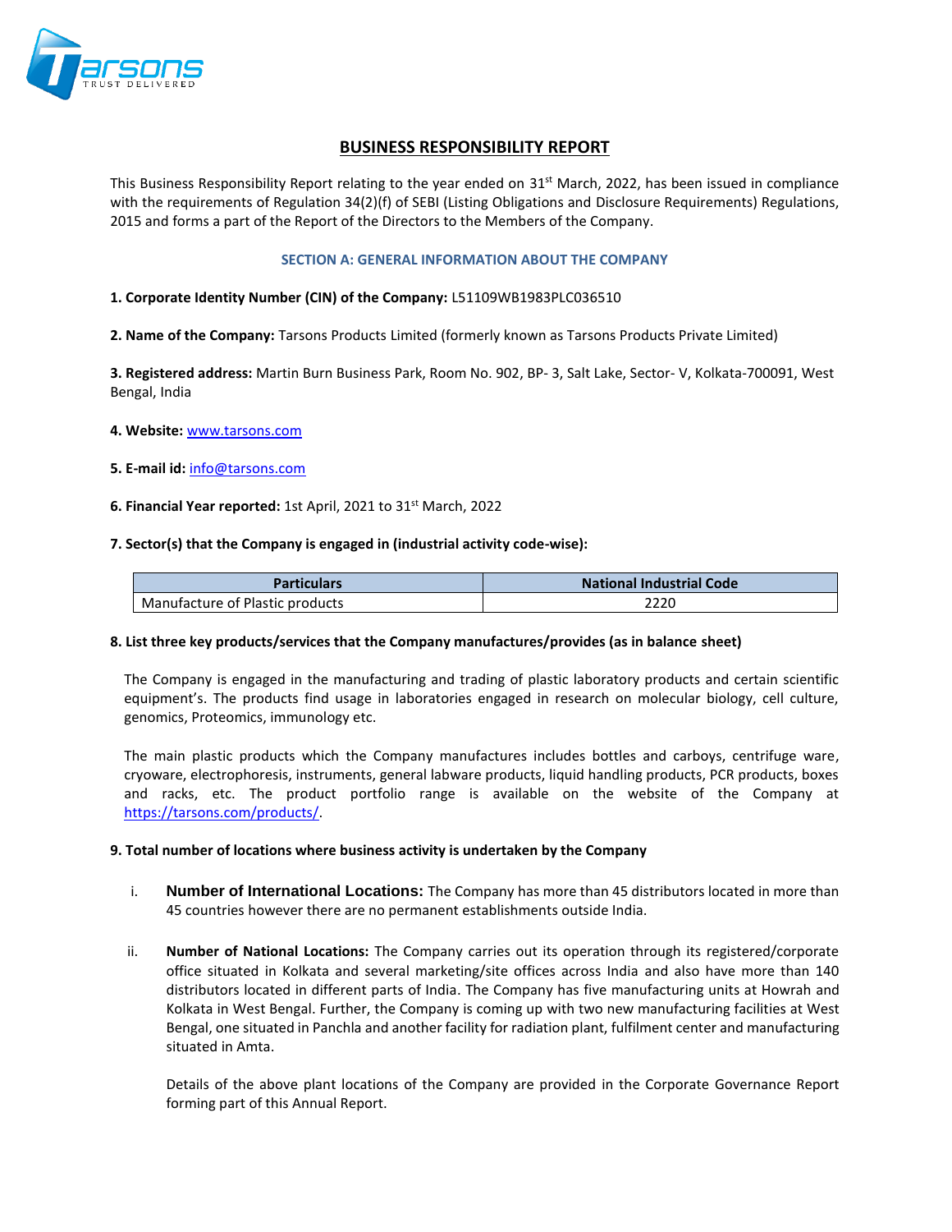# BUSINESS RESPONSIBILITY REPORT

This Business Responsibility Report relating to the year ended on 31st March, 2022, has been issued in compliance with the requirements of Regulation 34(2)(f) of SEBI (Listing Obligations and Disclosure Requirements) Regulations, 2015 and forms a part of the Report of the Directors to the Members of the Company.

## SECTION A: GENERAL INFORMATION ABOUT THE COMPANY

**1. Corporate Identity Number (CIN) of the Company:** L51109WB1983PLC036510

**2. Name of the Company:** Tarsons Products Limited (formerly known as Tarsons Products Private Limited)

**3. Registered address:** Martin Burn Business Park, Room No. 902, BP- 3, Salt Lake, Sector- V, Kolkata-700091, West Bengal, India

**4. Website:** www.tarsons.com

**5. E-mail id:** info@tarsons.com

**6. Financial Year reported:** 1st April, 2021 to 31st March, 2022

**7. Sector(s) that the Company is engaged in (industrial activity code-wise):**

| Particulars | National Industrial Code |
|---|---|
| Manufacture of Plastic products | 2220 |

**8. List three key products/services that the Company manufactures/provides (as in balance sheet)**

The Company is engaged in the manufacturing and trading of plastic laboratory products and certain scientific equipment's. The products find usage in laboratories engaged in research on molecular biology, cell culture, genomics, Proteomics, immunology etc.

The main plastic products which the Company manufactures includes bottles and carboys, centrifuge ware, cryoware, electrophoresis, instruments, general labware products, liquid handling products, PCR products, boxes and racks, etc. The product portfolio range is available on the website of the Company at https://tarsons.com/products/.

**9. Total number of locations where business activity is undertaken by the Company**

i. **Number of International Locations:** The Company has more than 45 distributors located in more than 45 countries however there are no permanent establishments outside India.

ii. **Number of National Locations:** The Company carries out its operation through its registered/corporate office situated in Kolkata and several marketing/site offices across India and also have more than 140 distributors located in different parts of India. The Company has five manufacturing units at Howrah and Kolkata in West Bengal. Further, the Company is coming up with two new manufacturing facilities at West Bengal, one situated in Panchla and another facility for radiation plant, fulfilment center and manufacturing situated in Amta.

Details of the above plant locations of the Company are provided in the Corporate Governance Report forming part of this Annual Report.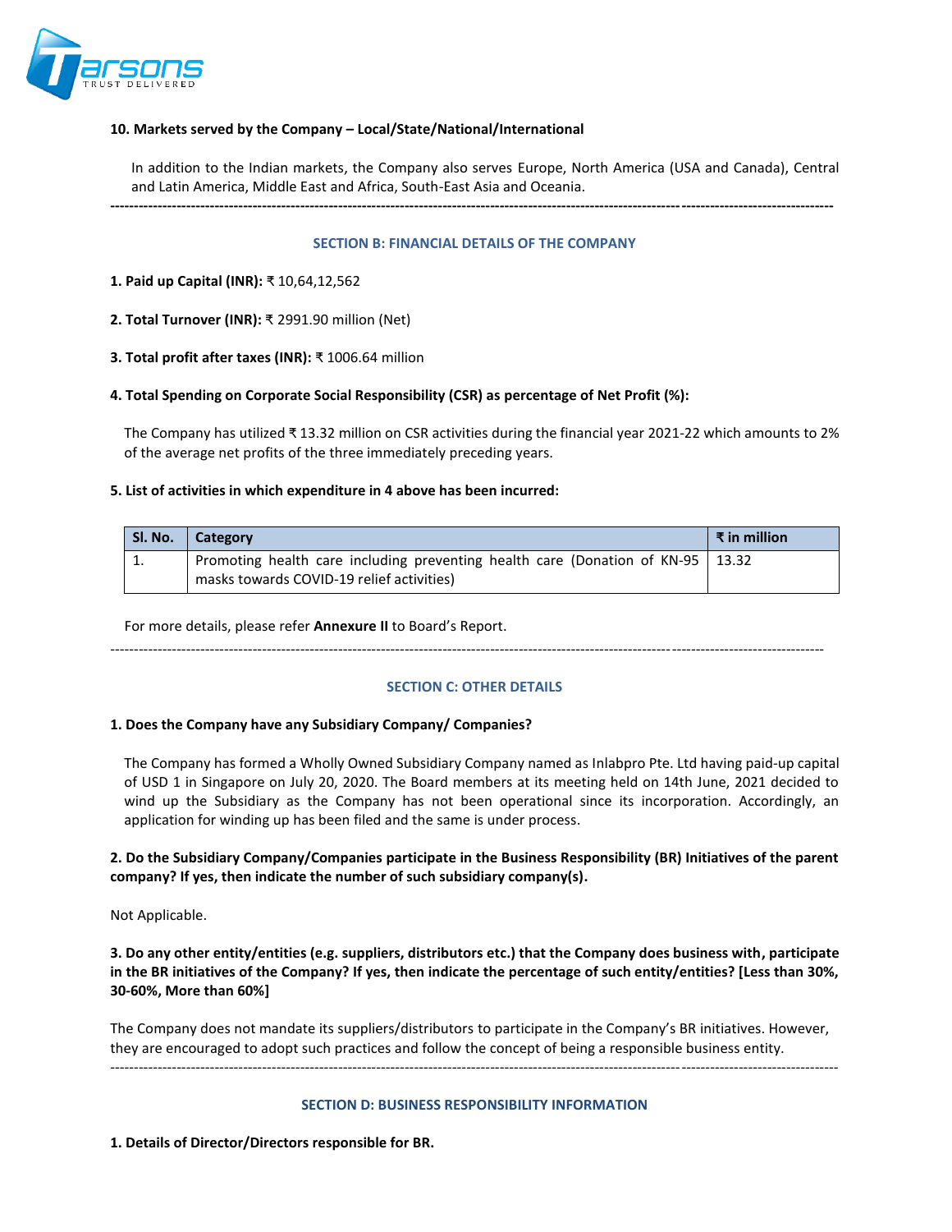**10. Markets served by the Company – Local/State/National/International**

In addition to the Indian markets, the Company also serves Europe, North America (USA and Canada), Central and Latin America, Middle East and Africa, South-East Asia and Oceania.

---

## SECTION B: FINANCIAL DETAILS OF THE COMPANY

**1. Paid up Capital (INR):** ₹ 10,64,12,562

**2. Total Turnover (INR):** ₹ 2991.90 million (Net)

**3. Total profit after taxes (INR):** ₹ 1006.64 million

**4. Total Spending on Corporate Social Responsibility (CSR) as percentage of Net Profit (%):**

The Company has utilized ₹ 13.32 million on CSR activities during the financial year 2021-22 which amounts to 2% of the average net profits of the three immediately preceding years.

**5. List of activities in which expenditure in 4 above has been incurred:**

| Sl. No. | Category | ₹ in million |
|---|---|---|
| 1. | Promoting health care including preventing health care (Donation of KN-95 masks towards COVID-19 relief activities) | 13.32 |

For more details, please refer **Annexure II** to Board's Report.

---

## SECTION C: OTHER DETAILS

**1. Does the Company have any Subsidiary Company/ Companies?**

The Company has formed a Wholly Owned Subsidiary Company named as Inlabpro Pte. Ltd having paid-up capital of USD 1 in Singapore on July 20, 2020. The Board members at its meeting held on 14th June, 2021 decided to wind up the Subsidiary as the Company has not been operational since its incorporation. Accordingly, an application for winding up has been filed and the same is under process.

**2. Do the Subsidiary Company/Companies participate in the Business Responsibility (BR) Initiatives of the parent company? If yes, then indicate the number of such subsidiary company(s).**

Not Applicable.

**3. Do any other entity/entities (e.g. suppliers, distributors etc.) that the Company does business with, participate in the BR initiatives of the Company? If yes, then indicate the percentage of such entity/entities? [Less than 30%, 30-60%, More than 60%]**

The Company does not mandate its suppliers/distributors to participate in the Company's BR initiatives. However, they are encouraged to adopt such practices and follow the concept of being a responsible business entity.

---

## SECTION D: BUSINESS RESPONSIBILITY INFORMATION

**1. Details of Director/Directors responsible for BR.**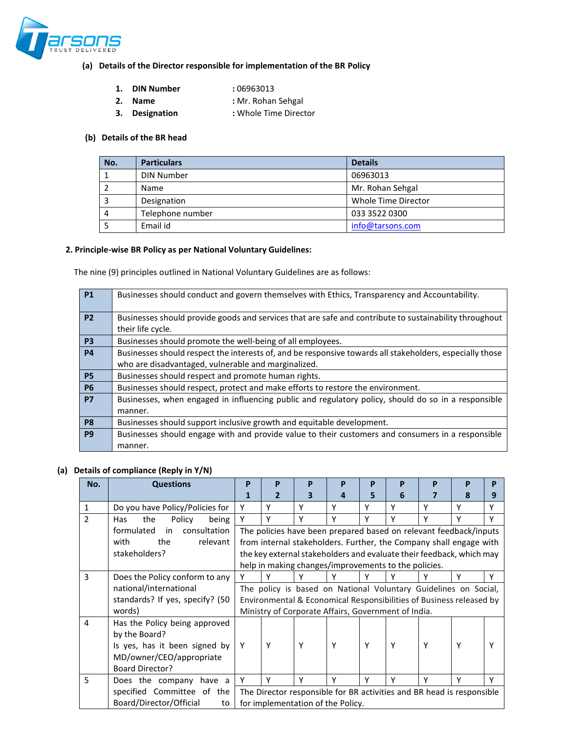**(a) Details of the Director responsible for implementation of the BR Policy**

1. **DIN Number** : 06963013
2. **Name** : Mr. Rohan Sehgal
3. **Designation** : Whole Time Director

**(b) Details of the BR head**

| No. | Particulars | Details |
|---|---|---|
| 1 | DIN Number | 06963013 |
| 2 | Name | Mr. Rohan Sehgal |
| 3 | Designation | Whole Time Director |
| 4 | Telephone number | 033 3522 0300 |
| 5 | Email id | info@tarsons.com |

**2. Principle-wise BR Policy as per National Voluntary Guidelines:**

The nine (9) principles outlined in National Voluntary Guidelines are as follows:

| | |
|---|---|
| **P1** | Businesses should conduct and govern themselves with Ethics, Transparency and Accountability. |
| **P2** | Businesses should provide goods and services that are safe and contribute to sustainability throughout their life cycle. |
| **P3** | Businesses should promote the well-being of all employees. |
| **P4** | Businesses should respect the interests of, and be responsive towards all stakeholders, especially those who are disadvantaged, vulnerable and marginalized. |
| **P5** | Businesses should respect and promote human rights. |
| **P6** | Businesses should respect, protect and make efforts to restore the environment. |
| **P7** | Businesses, when engaged in influencing public and regulatory policy, should do so in a responsible manner. |
| **P8** | Businesses should support inclusive growth and equitable development. |
| **P9** | Businesses should engage with and provide value to their customers and consumers in a responsible manner. |

**(a) Details of compliance (Reply in Y/N)**

| No. | Questions | P 1 | P 2 | P 3 | P 4 | P 5 | P 6 | P 7 | P 8 | P 9 |
|---|---|---|---|---|---|---|---|---|---|---|
| 1 | Do you have Policy/Policies for | Y | Y | Y | Y | Y | Y | Y | Y | Y |
| 2 | Has the Policy being formulated in consultation with the relevant stakeholders? | Y | Y | Y | Y | Y | Y | Y | Y | Y |
| | | The policies have been prepared based on relevant feedback/inputs from internal stakeholders. Further, the Company shall engage with the key external stakeholders and evaluate their feedback, which may help in making changes/improvements to the policies. | | | | | | | | |
| 3 | Does the Policy conform to any national/international standards? If yes, specify? (50 words) | Y | Y | Y | Y | Y | Y | Y | Y | Y |
| | | The policy is based on National Voluntary Guidelines on Social, Environmental & Economical Responsibilities of Business released by Ministry of Corporate Affairs, Government of India. | | | | | | | | |
| 4 | Has the Policy being approved by the Board? Is yes, has it been signed by MD/owner/CEO/appropriate Board Director? | Y | Y | Y | Y | Y | Y | Y | Y | Y |
| 5 | Does the company have a specified Committee of the Board/Director/Official to | Y | Y | Y | Y | Y | Y | Y | Y | Y |
| | | The Director responsible for BR activities and BR head is responsible for implementation of the Policy. | | | | | | | | |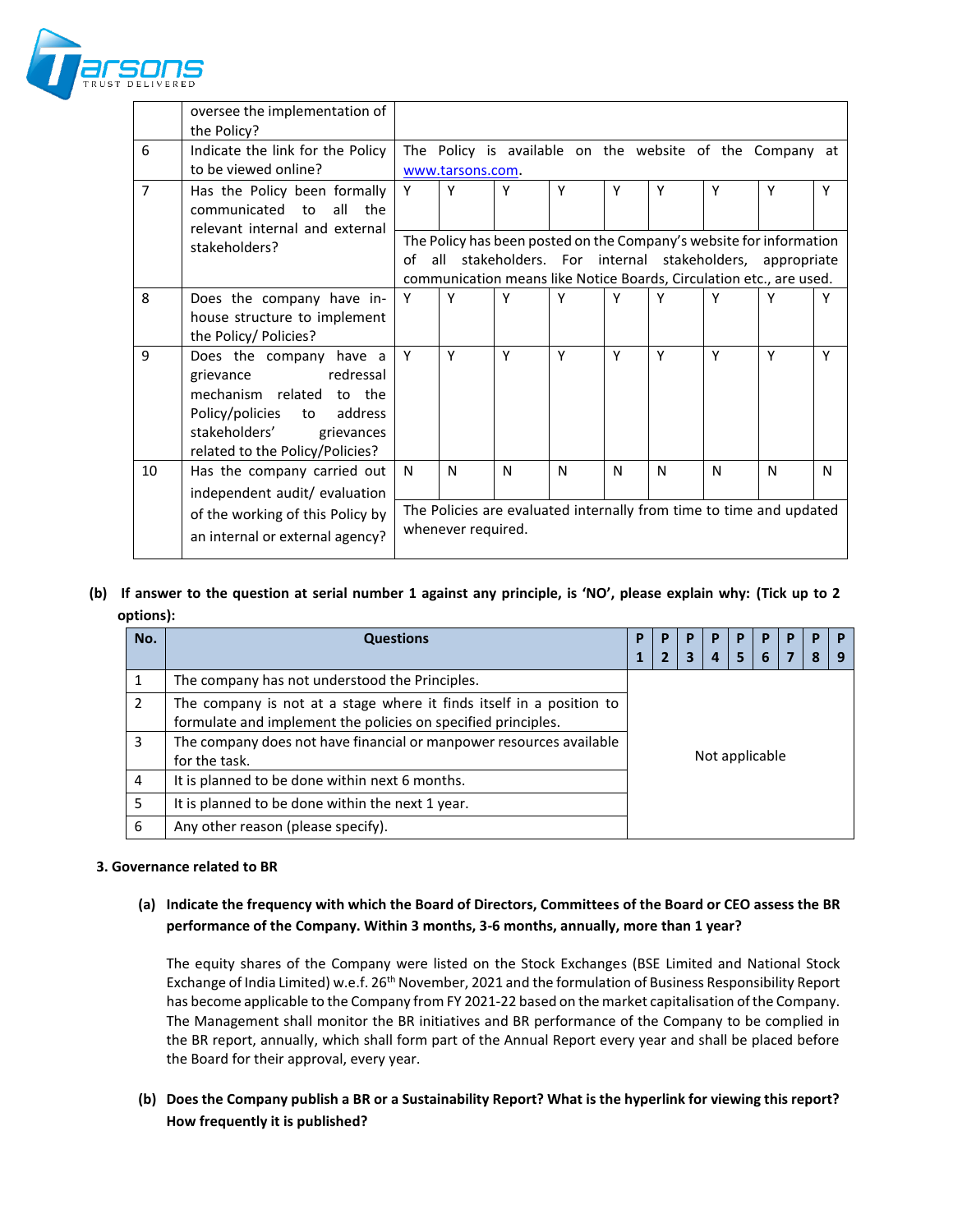| | | | | | | | | | | |
|---|---|---|---|---|---|---|---|---|---|---|
| | oversee the implementation of the Policy? | | | | | | | | | |
| 6 | Indicate the link for the Policy to be viewed online? | The Policy is available on the website of the Company at www.tarsons.com. | | | | | | | | |
| 7 | Has the Policy been formally communicated to all the relevant internal and external stakeholders? | Y | Y | Y | Y | Y | Y | Y | Y | Y |
| | | The Policy has been posted on the Company's website for information of all stakeholders. For internal stakeholders, appropriate communication means like Notice Boards, Circulation etc., are used. | | | | | | | | |
| 8 | Does the company have in-house structure to implement the Policy/ Policies? | Y | Y | Y | Y | Y | Y | Y | Y | Y |
| 9 | Does the company have a grievance redressal mechanism related to the Policy/policies to address stakeholders' grievances related to the Policy/Policies? | Y | Y | Y | Y | Y | Y | Y | Y | Y |
| 10 | Has the company carried out independent audit/ evaluation of the working of this Policy by an internal or external agency? | N | N | N | N | N | N | N | N | N |
| | | The Policies are evaluated internally from time to time and updated whenever required. | | | | | | | | |

**(b) If answer to the question at serial number 1 against any principle, is 'NO', please explain why: (Tick up to 2 options):**

| No. | Questions | P 1 | P 2 | P 3 | P 4 | P 5 | P 6 | P 7 | P 8 | P 9 |
|---|---|---|---|---|---|---|---|---|---|---|
| 1 | The company has not understood the Principles. | Not applicable | | | | | | | | |
| 2 | The company is not at a stage where it finds itself in a position to formulate and implement the policies on specified principles. | | | | | | | | | |
| 3 | The company does not have financial or manpower resources available for the task. | | | | | | | | | |
| 4 | It is planned to be done within next 6 months. | | | | | | | | | |
| 5 | It is planned to be done within the next 1 year. | | | | | | | | | |
| 6 | Any other reason (please specify). | | | | | | | | | |

**3. Governance related to BR**

**(a) Indicate the frequency with which the Board of Directors, Committees of the Board or CEO assess the BR performance of the Company. Within 3 months, 3-6 months, annually, more than 1 year?**

The equity shares of the Company were listed on the Stock Exchanges (BSE Limited and National Stock Exchange of India Limited) w.e.f. 26th November, 2021 and the formulation of Business Responsibility Report has become applicable to the Company from FY 2021-22 based on the market capitalisation of the Company. The Management shall monitor the BR initiatives and BR performance of the Company to be complied in the BR report, annually, which shall form part of the Annual Report every year and shall be placed before the Board for their approval, every year.

**(b) Does the Company publish a BR or a Sustainability Report? What is the hyperlink for viewing this report? How frequently it is published?**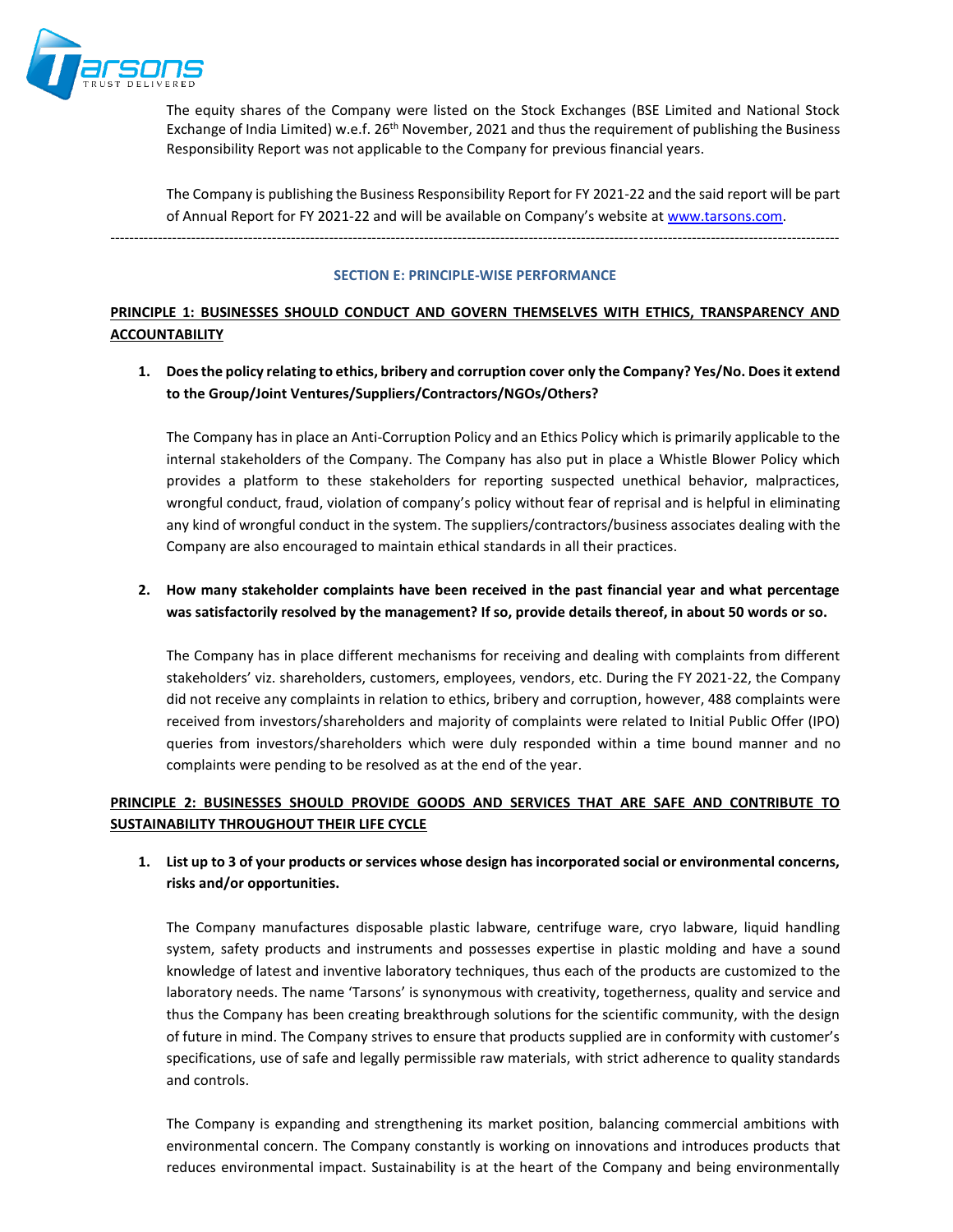The equity shares of the Company were listed on the Stock Exchanges (BSE Limited and National Stock Exchange of India Limited) w.e.f. 26th November, 2021 and thus the requirement of publishing the Business Responsibility Report was not applicable to the Company for previous financial years.

The Company is publishing the Business Responsibility Report for FY 2021-22 and the said report will be part of Annual Report for FY 2021-22 and will be available on Company's website at www.tarsons.com.

---

## SECTION E: PRINCIPLE-WISE PERFORMANCE

### PRINCIPLE 1: BUSINESSES SHOULD CONDUCT AND GOVERN THEMSELVES WITH ETHICS, TRANSPARENCY AND ACCOUNTABILITY

1. **Does the policy relating to ethics, bribery and corruption cover only the Company? Yes/No. Does it extend to the Group/Joint Ventures/Suppliers/Contractors/NGOs/Others?**

   The Company has in place an Anti-Corruption Policy and an Ethics Policy which is primarily applicable to the internal stakeholders of the Company. The Company has also put in place a Whistle Blower Policy which provides a platform to these stakeholders for reporting suspected unethical behavior, malpractices, wrongful conduct, fraud, violation of company's policy without fear of reprisal and is helpful in eliminating any kind of wrongful conduct in the system. The suppliers/contractors/business associates dealing with the Company are also encouraged to maintain ethical standards in all their practices.

2. **How many stakeholder complaints have been received in the past financial year and what percentage was satisfactorily resolved by the management? If so, provide details thereof, in about 50 words or so.**

   The Company has in place different mechanisms for receiving and dealing with complaints from different stakeholders' viz. shareholders, customers, employees, vendors, etc. During the FY 2021-22, the Company did not receive any complaints in relation to ethics, bribery and corruption, however, 488 complaints were received from investors/shareholders and majority of complaints were related to Initial Public Offer (IPO) queries from investors/shareholders which were duly responded within a time bound manner and no complaints were pending to be resolved as at the end of the year.

### PRINCIPLE 2: BUSINESSES SHOULD PROVIDE GOODS AND SERVICES THAT ARE SAFE AND CONTRIBUTE TO SUSTAINABILITY THROUGHOUT THEIR LIFE CYCLE

1. **List up to 3 of your products or services whose design has incorporated social or environmental concerns, risks and/or opportunities.**

   The Company manufactures disposable plastic labware, centrifuge ware, cryo labware, liquid handling system, safety products and instruments and possesses expertise in plastic molding and have a sound knowledge of latest and inventive laboratory techniques, thus each of the products are customized to the laboratory needs. The name 'Tarsons' is synonymous with creativity, togetherness, quality and service and thus the Company has been creating breakthrough solutions for the scientific community, with the design of future in mind. The Company strives to ensure that products supplied are in conformity with customer's specifications, use of safe and legally permissible raw materials, with strict adherence to quality standards and controls.

   The Company is expanding and strengthening its market position, balancing commercial ambitions with environmental concern. The Company constantly is working on innovations and introduces products that reduces environmental impact. Sustainability is at the heart of the Company and being environmentally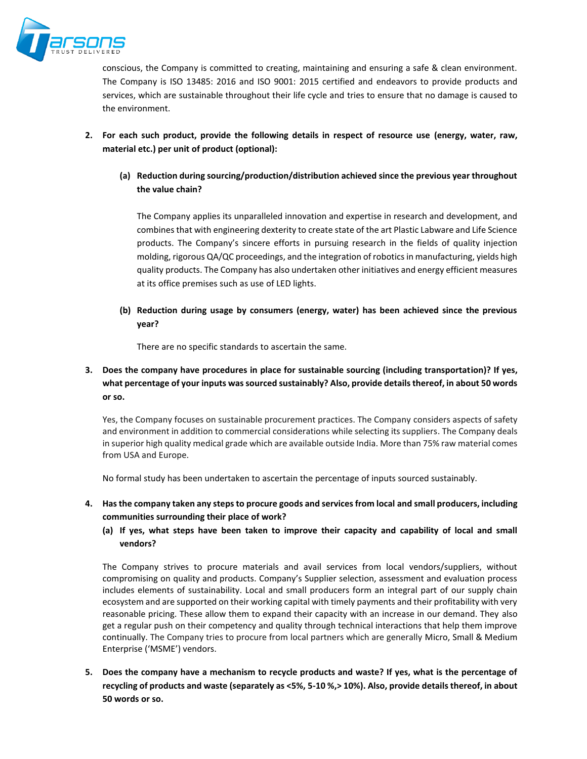conscious, the Company is committed to creating, maintaining and ensuring a safe & clean environment. The Company is ISO 13485: 2016 and ISO 9001: 2015 certified and endeavors to provide products and services, which are sustainable throughout their life cycle and tries to ensure that no damage is caused to the environment.

2. **For each such product, provide the following details in respect of resource use (energy, water, raw, material etc.) per unit of product (optional):**

   (a) **Reduction during sourcing/production/distribution achieved since the previous year throughout the value chain?**

   The Company applies its unparalleled innovation and expertise in research and development, and combines that with engineering dexterity to create state of the art Plastic Labware and Life Science products. The Company's sincere efforts in pursuing research in the fields of quality injection molding, rigorous QA/QC proceedings, and the integration of robotics in manufacturing, yields high quality products. The Company has also undertaken other initiatives and energy efficient measures at its office premises such as use of LED lights.

   (b) **Reduction during usage by consumers (energy, water) has been achieved since the previous year?**

   There are no specific standards to ascertain the same.

3. **Does the company have procedures in place for sustainable sourcing (including transportation)? If yes, what percentage of your inputs was sourced sustainably? Also, provide details thereof, in about 50 words or so.**

   Yes, the Company focuses on sustainable procurement practices. The Company considers aspects of safety and environment in addition to commercial considerations while selecting its suppliers. The Company deals in superior high quality medical grade which are available outside India. More than 75% raw material comes from USA and Europe.

   No formal study has been undertaken to ascertain the percentage of inputs sourced sustainably.

4. **Has the company taken any steps to procure goods and services from local and small producers, including communities surrounding their place of work?**

   (a) **If yes, what steps have been taken to improve their capacity and capability of local and small vendors?**

   The Company strives to procure materials and avail services from local vendors/suppliers, without compromising on quality and products. Company's Supplier selection, assessment and evaluation process includes elements of sustainability. Local and small producers form an integral part of our supply chain ecosystem and are supported on their working capital with timely payments and their profitability with very reasonable pricing. These allow them to expand their capacity with an increase in our demand. They also get a regular push on their competency and quality through technical interactions that help them improve continually. The Company tries to procure from local partners which are generally Micro, Small & Medium Enterprise ('MSME') vendors.

5. **Does the company have a mechanism to recycle products and waste? If yes, what is the percentage of recycling of products and waste (separately as <5%, 5-10 %,> 10%). Also, provide details thereof, in about 50 words or so.**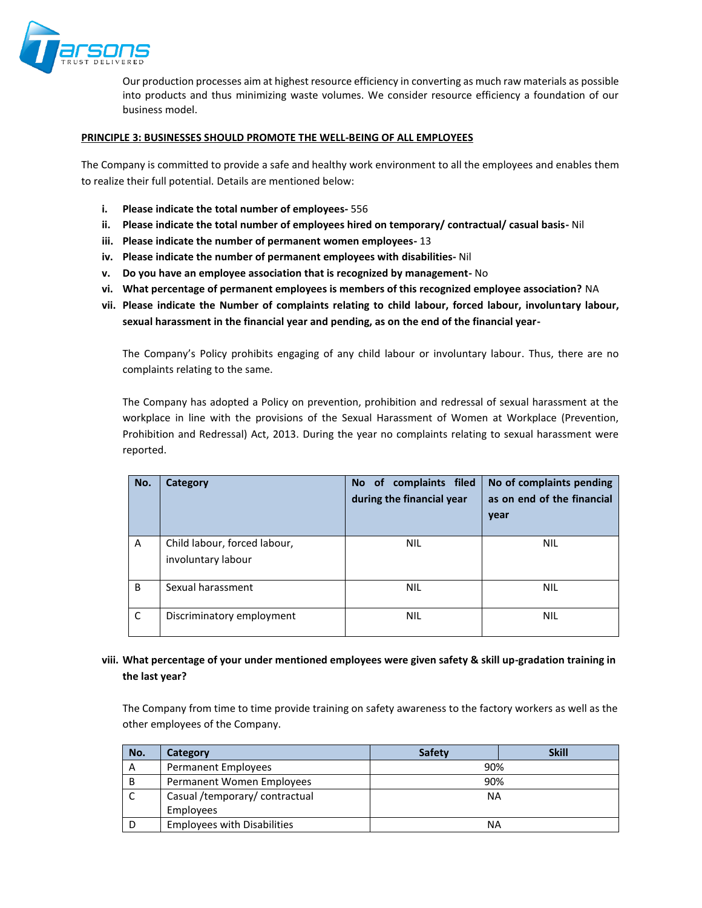Our production processes aim at highest resource efficiency in converting as much raw materials as possible into products and thus minimizing waste volumes. We consider resource efficiency a foundation of our business model.

## PRINCIPLE 3: BUSINESSES SHOULD PROMOTE THE WELL-BEING OF ALL EMPLOYEES

The Company is committed to provide a safe and healthy work environment to all the employees and enables them to realize their full potential. Details are mentioned below:

i. **Please indicate the total number of employees-** 556
ii. **Please indicate the total number of employees hired on temporary/ contractual/ casual basis-** Nil
iii. **Please indicate the number of permanent women employees-** 13
iv. **Please indicate the number of permanent employees with disabilities-** Nil
v. **Do you have an employee association that is recognized by management-** No
vi. **What percentage of permanent employees is members of this recognized employee association?** NA
vii. **Please indicate the Number of complaints relating to child labour, forced labour, involuntary labour, sexual harassment in the financial year and pending, as on the end of the financial year-**

The Company's Policy prohibits engaging of any child labour or involuntary labour. Thus, there are no complaints relating to the same.

The Company has adopted a Policy on prevention, prohibition and redressal of sexual harassment at the workplace in line with the provisions of the Sexual Harassment of Women at Workplace (Prevention, Prohibition and Redressal) Act, 2013. During the year no complaints relating to sexual harassment were reported.

| No. | Category | No of complaints filed during the financial year | No of complaints pending as on end of the financial year |
|---|---|---|---|
| A | Child labour, forced labour, involuntary labour | NIL | NIL |
| B | Sexual harassment | NIL | NIL |
| C | Discriminatory employment | NIL | NIL |

viii. **What percentage of your under mentioned employees were given safety & skill up-gradation training in the last year?**

The Company from time to time provide training on safety awareness to the factory workers as well as the other employees of the Company.

| No. | Category | Safety | Skill |
|---|---|---|---|
| A | Permanent Employees | 90% | |
| B | Permanent Women Employees | 90% | |
| C | Casual /temporary/ contractual Employees | NA | |
| D | Employees with Disabilities | NA | |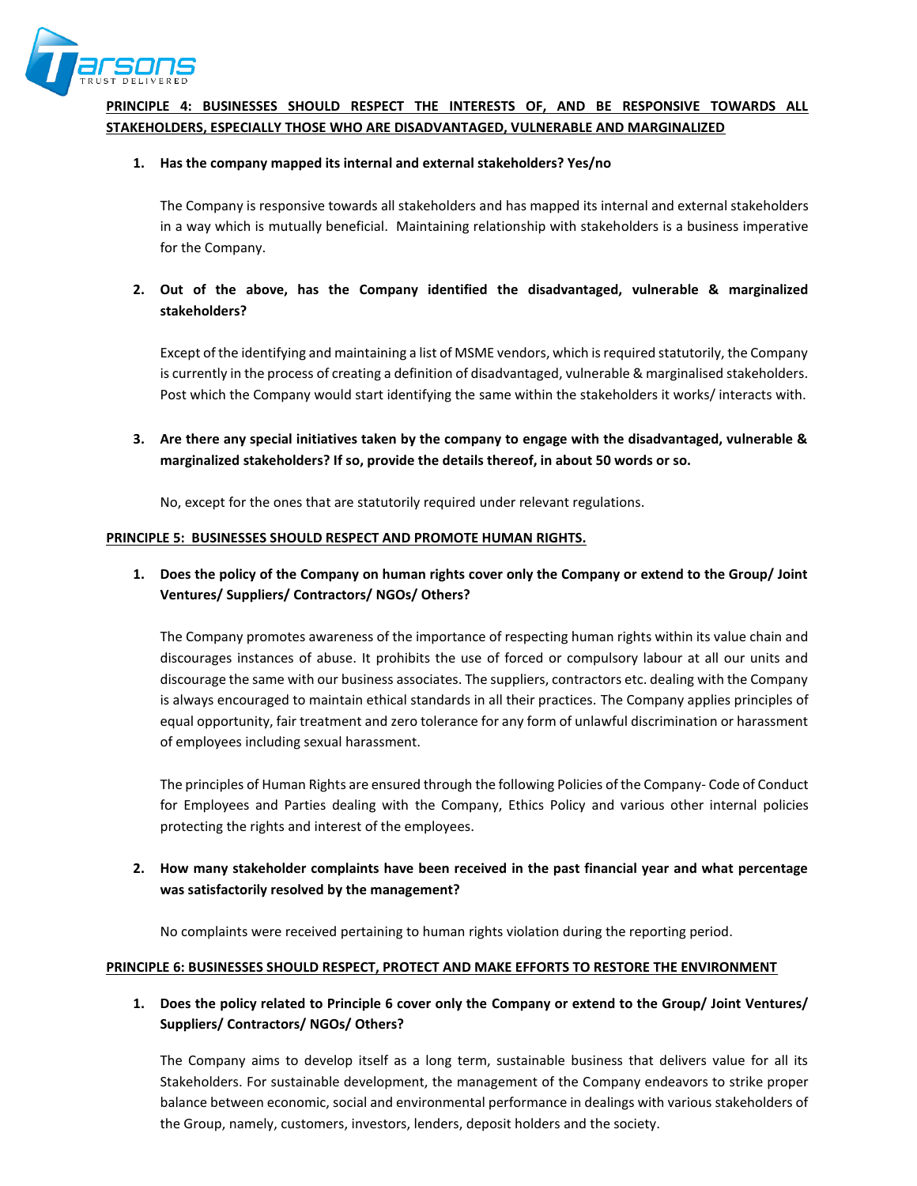**PRINCIPLE 4: BUSINESSES SHOULD RESPECT THE INTERESTS OF, AND BE RESPONSIVE TOWARDS ALL STAKEHOLDERS, ESPECIALLY THOSE WHO ARE DISADVANTAGED, VULNERABLE AND MARGINALIZED**

1. **Has the company mapped its internal and external stakeholders? Yes/no**

   The Company is responsive towards all stakeholders and has mapped its internal and external stakeholders in a way which is mutually beneficial. Maintaining relationship with stakeholders is a business imperative for the Company.

2. **Out of the above, has the Company identified the disadvantaged, vulnerable & marginalized stakeholders?**

   Except of the identifying and maintaining a list of MSME vendors, which is required statutorily, the Company is currently in the process of creating a definition of disadvantaged, vulnerable & marginalised stakeholders. Post which the Company would start identifying the same within the stakeholders it works/ interacts with.

3. **Are there any special initiatives taken by the company to engage with the disadvantaged, vulnerable & marginalized stakeholders? If so, provide the details thereof, in about 50 words or so.**

   No, except for the ones that are statutorily required under relevant regulations.

**PRINCIPLE 5: BUSINESSES SHOULD RESPECT AND PROMOTE HUMAN RIGHTS.**

1. **Does the policy of the Company on human rights cover only the Company or extend to the Group/ Joint Ventures/ Suppliers/ Contractors/ NGOs/ Others?**

   The Company promotes awareness of the importance of respecting human rights within its value chain and discourages instances of abuse. It prohibits the use of forced or compulsory labour at all our units and discourage the same with our business associates. The suppliers, contractors etc. dealing with the Company is always encouraged to maintain ethical standards in all their practices. The Company applies principles of equal opportunity, fair treatment and zero tolerance for any form of unlawful discrimination or harassment of employees including sexual harassment.

   The principles of Human Rights are ensured through the following Policies of the Company- Code of Conduct for Employees and Parties dealing with the Company, Ethics Policy and various other internal policies protecting the rights and interest of the employees.

2. **How many stakeholder complaints have been received in the past financial year and what percentage was satisfactorily resolved by the management?**

   No complaints were received pertaining to human rights violation during the reporting period.

**PRINCIPLE 6: BUSINESSES SHOULD RESPECT, PROTECT AND MAKE EFFORTS TO RESTORE THE ENVIRONMENT**

1. **Does the policy related to Principle 6 cover only the Company or extend to the Group/ Joint Ventures/ Suppliers/ Contractors/ NGOs/ Others?**

   The Company aims to develop itself as a long term, sustainable business that delivers value for all its Stakeholders. For sustainable development, the management of the Company endeavors to strike proper balance between economic, social and environmental performance in dealings with various stakeholders of the Group, namely, customers, investors, lenders, deposit holders and the society.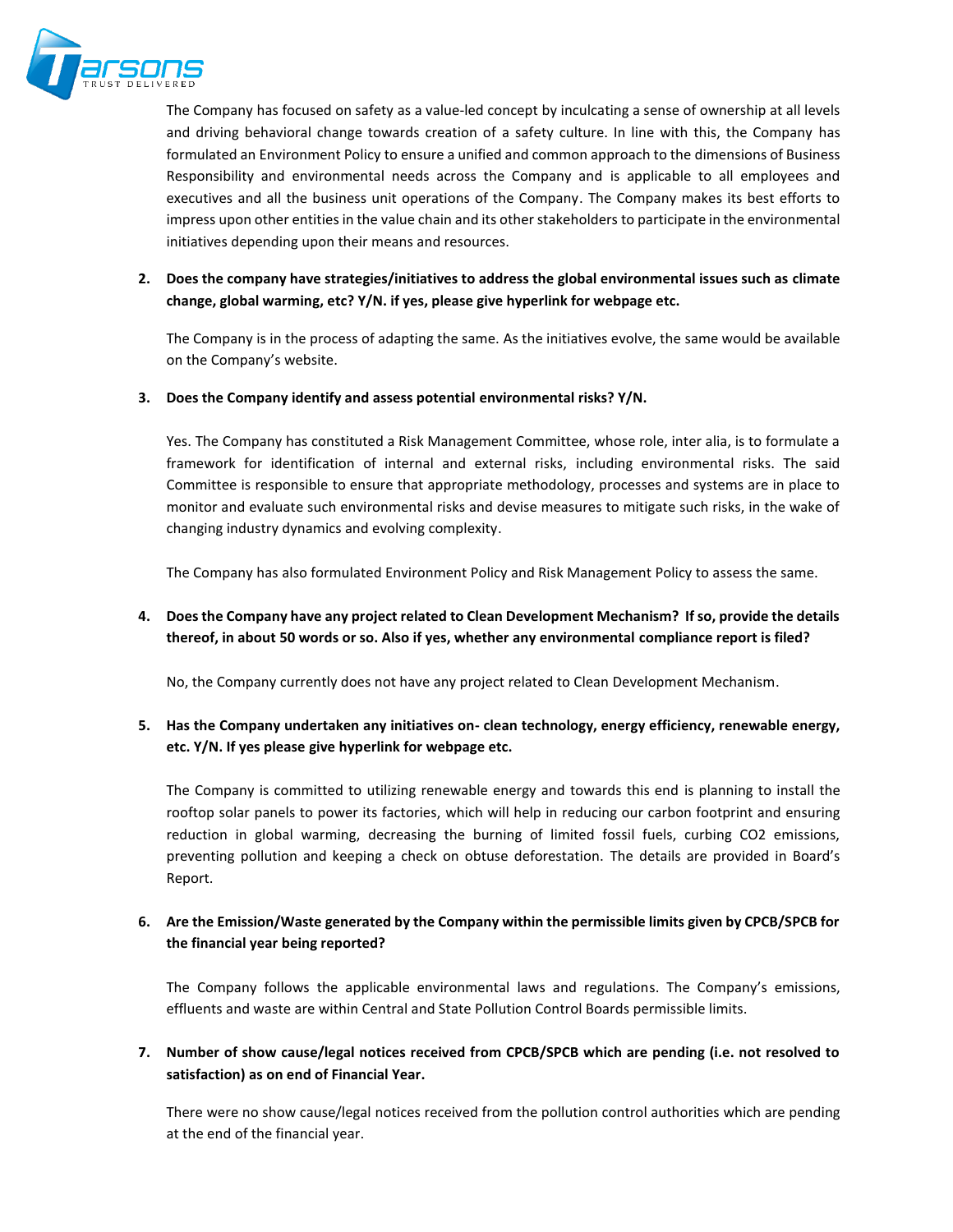The Company has focused on safety as a value-led concept by inculcating a sense of ownership at all levels and driving behavioral change towards creation of a safety culture. In line with this, the Company has formulated an Environment Policy to ensure a unified and common approach to the dimensions of Business Responsibility and environmental needs across the Company and is applicable to all employees and executives and all the business unit operations of the Company. The Company makes its best efforts to impress upon other entities in the value chain and its other stakeholders to participate in the environmental initiatives depending upon their means and resources.

2. **Does the company have strategies/initiatives to address the global environmental issues such as climate change, global warming, etc? Y/N. if yes, please give hyperlink for webpage etc.**

   The Company is in the process of adapting the same. As the initiatives evolve, the same would be available on the Company's website.

3. **Does the Company identify and assess potential environmental risks? Y/N.**

   Yes. The Company has constituted a Risk Management Committee, whose role, inter alia, is to formulate a framework for identification of internal and external risks, including environmental risks. The said Committee is responsible to ensure that appropriate methodology, processes and systems are in place to monitor and evaluate such environmental risks and devise measures to mitigate such risks, in the wake of changing industry dynamics and evolving complexity.

   The Company has also formulated Environment Policy and Risk Management Policy to assess the same.

4. **Does the Company have any project related to Clean Development Mechanism? If so, provide the details thereof, in about 50 words or so. Also if yes, whether any environmental compliance report is filed?**

   No, the Company currently does not have any project related to Clean Development Mechanism.

5. **Has the Company undertaken any initiatives on- clean technology, energy efficiency, renewable energy, etc. Y/N. If yes please give hyperlink for webpage etc.**

   The Company is committed to utilizing renewable energy and towards this end is planning to install the rooftop solar panels to power its factories, which will help in reducing our carbon footprint and ensuring reduction in global warming, decreasing the burning of limited fossil fuels, curbing $CO_2$ emissions, preventing pollution and keeping a check on obtuse deforestation. The details are provided in Board's Report.

6. **Are the Emission/Waste generated by the Company within the permissible limits given by CPCB/SPCB for the financial year being reported?**

   The Company follows the applicable environmental laws and regulations. The Company's emissions, effluents and waste are within Central and State Pollution Control Boards permissible limits.

7. **Number of show cause/legal notices received from CPCB/SPCB which are pending (i.e. not resolved to satisfaction) as on end of Financial Year.**

   There were no show cause/legal notices received from the pollution control authorities which are pending at the end of the financial year.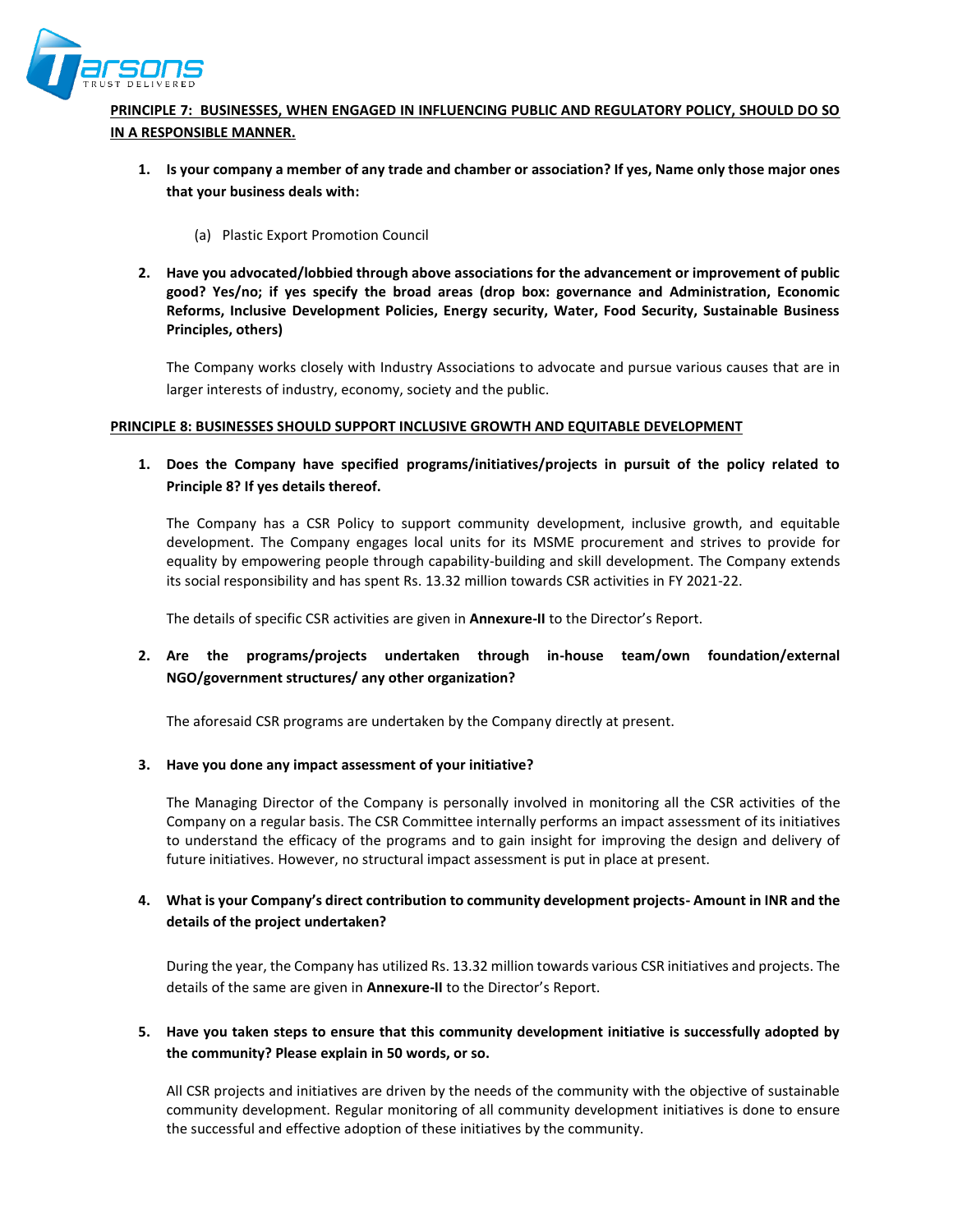**PRINCIPLE 7: BUSINESSES, WHEN ENGAGED IN INFLUENCING PUBLIC AND REGULATORY POLICY, SHOULD DO SO IN A RESPONSIBLE MANNER.**

1. **Is your company a member of any trade and chamber or association? If yes, Name only those major ones that your business deals with:**

   (a) Plastic Export Promotion Council

2. **Have you advocated/lobbied through above associations for the advancement or improvement of public good? Yes/no; if yes specify the broad areas (drop box: governance and Administration, Economic Reforms, Inclusive Development Policies, Energy security, Water, Food Security, Sustainable Business Principles, others)**

   The Company works closely with Industry Associations to advocate and pursue various causes that are in larger interests of industry, economy, society and the public.

**PRINCIPLE 8: BUSINESSES SHOULD SUPPORT INCLUSIVE GROWTH AND EQUITABLE DEVELOPMENT**

1. **Does the Company have specified programs/initiatives/projects in pursuit of the policy related to Principle 8? If yes details thereof.**

   The Company has a CSR Policy to support community development, inclusive growth, and equitable development. The Company engages local units for its MSME procurement and strives to provide for equality by empowering people through capability-building and skill development. The Company extends its social responsibility and has spent Rs. 13.32 million towards CSR activities in FY 2021-22.

   The details of specific CSR activities are given in **Annexure-II** to the Director's Report.

2. **Are the programs/projects undertaken through in-house team/own foundation/external NGO/government structures/ any other organization?**

   The aforesaid CSR programs are undertaken by the Company directly at present.

3. **Have you done any impact assessment of your initiative?**

   The Managing Director of the Company is personally involved in monitoring all the CSR activities of the Company on a regular basis. The CSR Committee internally performs an impact assessment of its initiatives to understand the efficacy of the programs and to gain insight for improving the design and delivery of future initiatives. However, no structural impact assessment is put in place at present.

4. **What is your Company's direct contribution to community development projects- Amount in INR and the details of the project undertaken?**

   During the year, the Company has utilized Rs. 13.32 million towards various CSR initiatives and projects. The details of the same are given in **Annexure-II** to the Director's Report.

5. **Have you taken steps to ensure that this community development initiative is successfully adopted by the community? Please explain in 50 words, or so.**

   All CSR projects and initiatives are driven by the needs of the community with the objective of sustainable community development. Regular monitoring of all community development initiatives is done to ensure the successful and effective adoption of these initiatives by the community.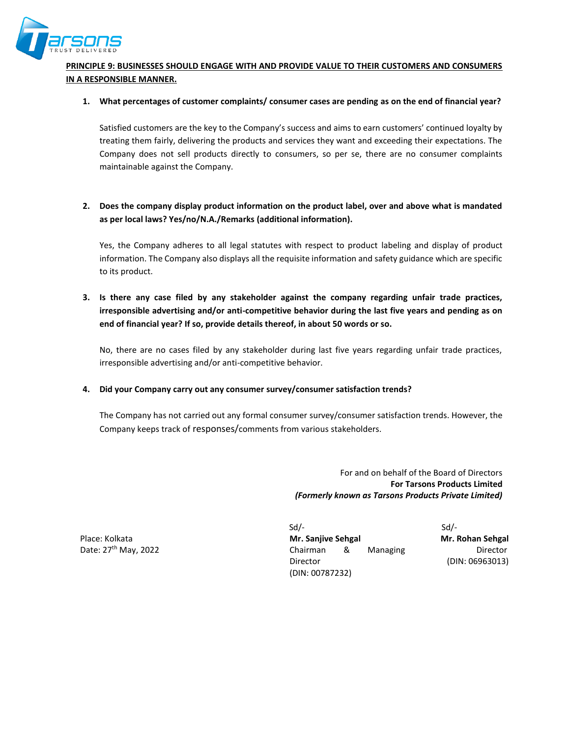**PRINCIPLE 9: BUSINESSES SHOULD ENGAGE WITH AND PROVIDE VALUE TO THEIR CUSTOMERS AND CONSUMERS IN A RESPONSIBLE MANNER.**

1. **What percentages of customer complaints/ consumer cases are pending as on the end of financial year?**

   Satisfied customers are the key to the Company's success and aims to earn customers' continued loyalty by treating them fairly, delivering the products and services they want and exceeding their expectations. The Company does not sell products directly to consumers, so per se, there are no consumer complaints maintainable against the Company.

2. **Does the company display product information on the product label, over and above what is mandated as per local laws? Yes/no/N.A./Remarks (additional information).**

   Yes, the Company adheres to all legal statutes with respect to product labeling and display of product information. The Company also displays all the requisite information and safety guidance which are specific to its product.

3. **Is there any case filed by any stakeholder against the company regarding unfair trade practices, irresponsible advertising and/or anti-competitive behavior during the last five years and pending as on end of financial year? If so, provide details thereof, in about 50 words or so.**

   No, there are no cases filed by any stakeholder during last five years regarding unfair trade practices, irresponsible advertising and/or anti-competitive behavior.

4. **Did your Company carry out any consumer survey/consumer satisfaction trends?**

   The Company has not carried out any formal consumer survey/consumer satisfaction trends. However, the Company keeps track of responses/comments from various stakeholders.

For and on behalf of the Board of Directors
**For Tarsons Products Limited**
***(Formerly known as Tarsons Products Private Limited)***

Place: Kolkata
Date: 27th May, 2022

Sd/-
**Mr. Sanjive Sehgal**
Chairman & Managing Director
(DIN: 00787232)

Sd/-
**Mr. Rohan Sehgal**
Director
(DIN: 06963013)